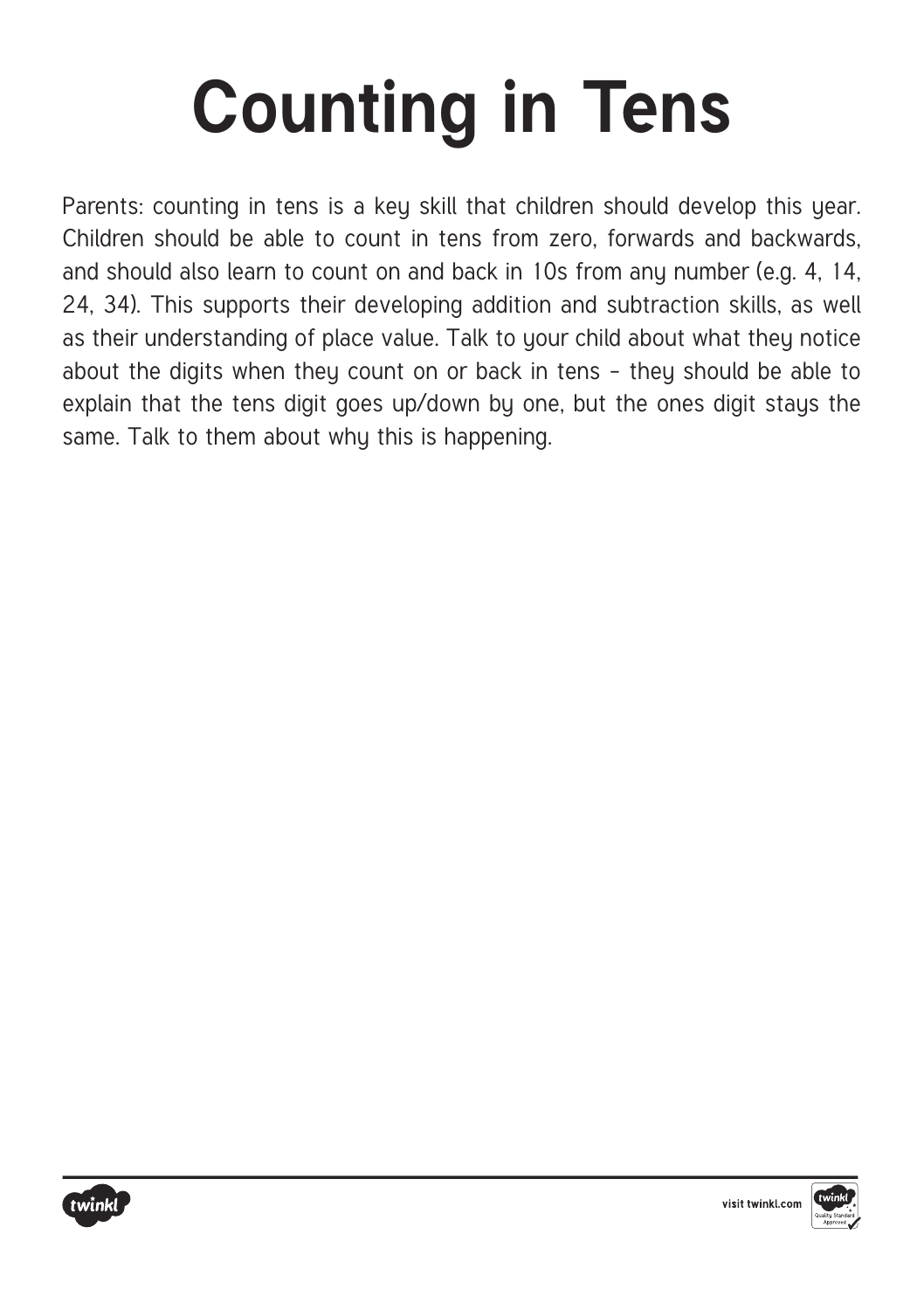# Counting in Tens

Parents: counting in tens is a key skill that children should develop this year. Children should be able to count in tens from zero, forwards and backwards, and should also learn to count on and back in 10s from any number (e.g. 4, 14, 24, 34). This supports their developing addition and subtraction skills, as well as their understanding of place value. Talk to your child about what they notice about the digits when they count on or back in tens – they should be able to explain that the tens digit goes up/down by one, but the ones digit stays the same. Talk to them about why this is happening.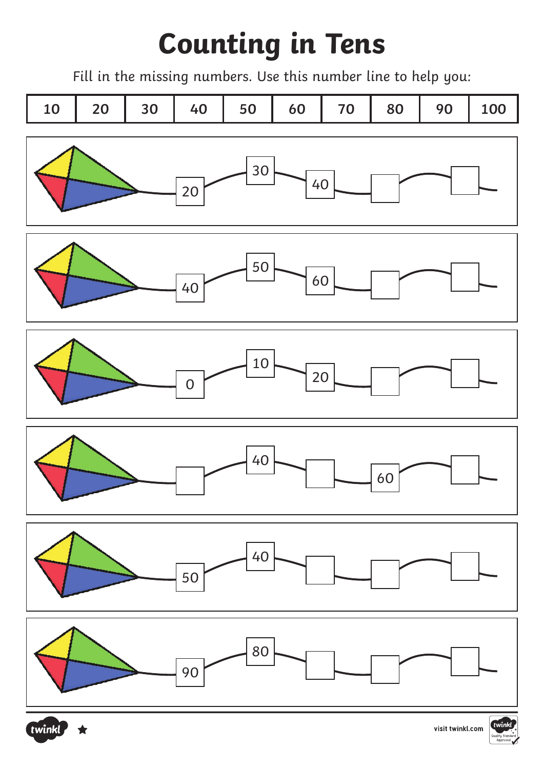# Counting in Tens

Fill in the missing numbers. Use this number line to help you:

| 10 | 20 | 30 | 40 | 50 | 60 | 70 | 80 | 90 | 100 |
|---|---|---|---|---|---|---|---|---|---|

20, 30, 40, ___, ___

40, 50, 60, ___, ___

0, 10, 20, ___, ___

___, 40, ___, 60, ___

50, 40, ___, ___, ___

90, 80, ___, ___, ___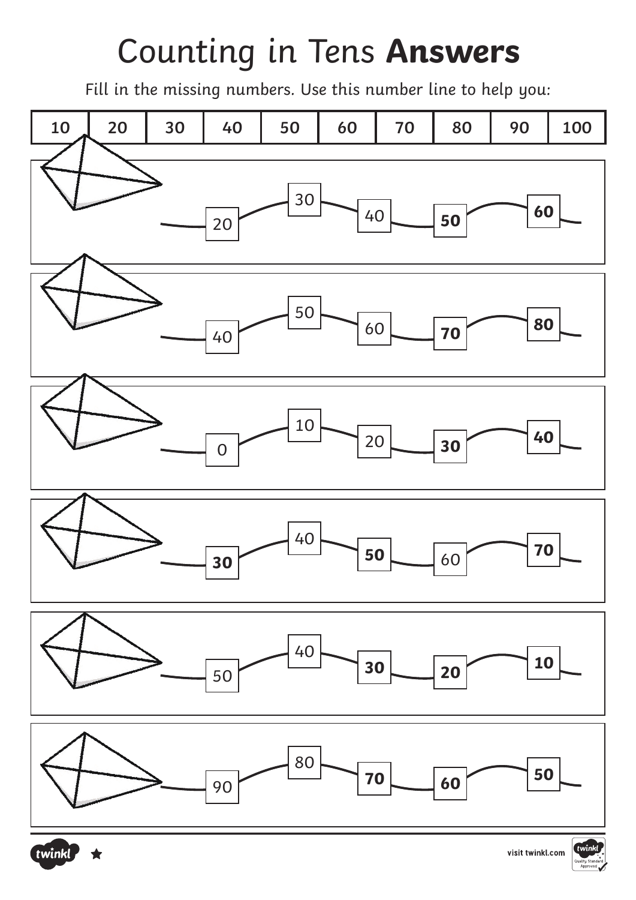# Counting in Tens **Answers**

Fill in the missing numbers. Use this number line to help you:

| 10 | 20 | 30 | 40 | 50 | 60 | 70 | 80 | 90 | 100 |
|---|---|---|---|---|---|---|---|---|---|

20 30 40 **50** **60**

40 50 60 **70** **80**

0 10 20 **30** **40**

**30** 40 **50** 60 **70**

50 40 **30** **20** **10**

90 80 **70** **60** **50**

visit twinkl.com